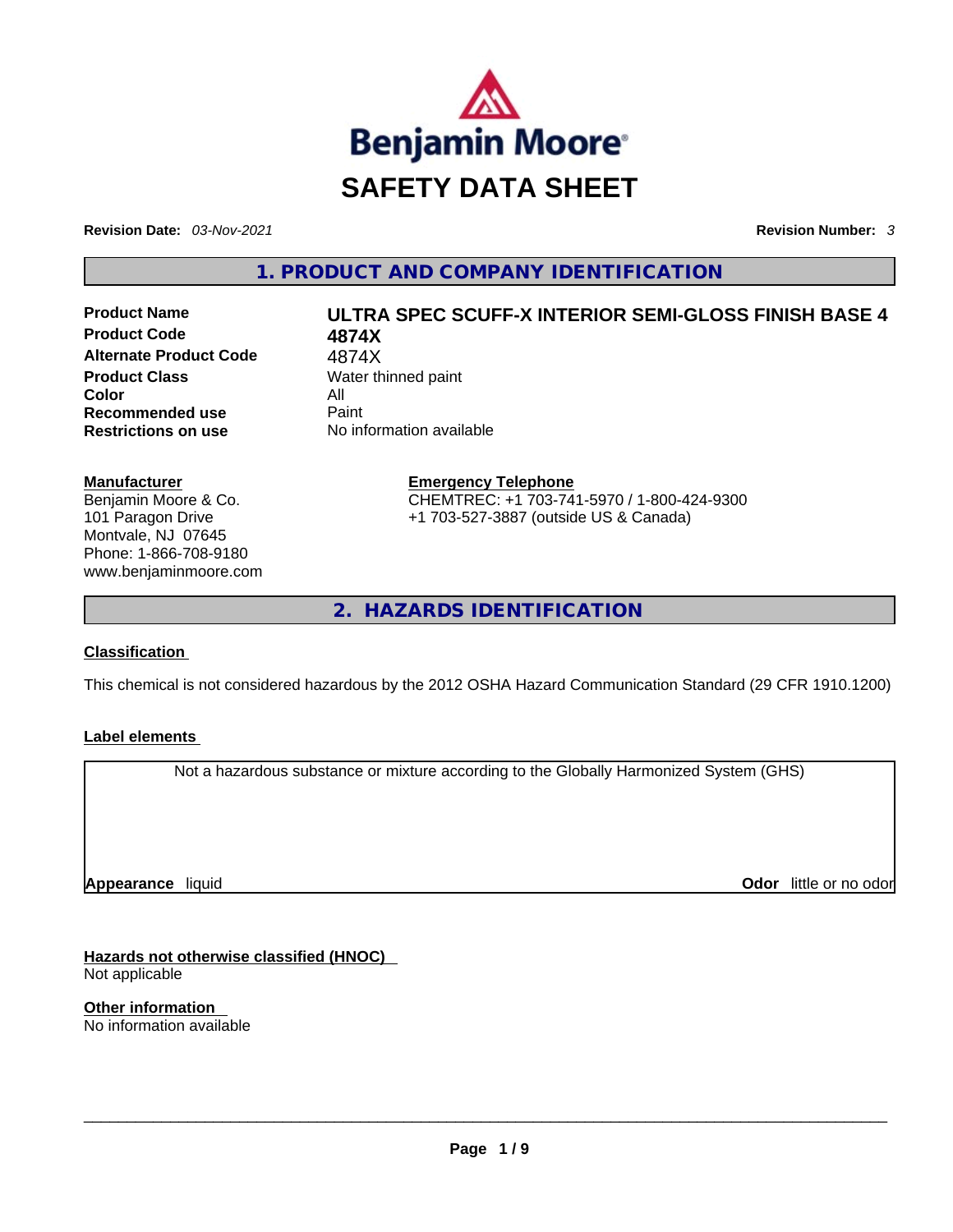Benjamin Moore®

# SAFETY DATA SHEET

**Revision Date:** *03-Nov-2021* **Revision Number:** *3*

## 1. PRODUCT AND COMPANY IDENTIFICATION

| | |
|---|---|
| **Product Name** | **ULTRA SPEC SCUFF-X INTERIOR SEMI-GLOSS FINISH BASE 4** |
| **Product Code** | **4874X** |
| **Alternate Product Code** | 4874X |
| **Product Class** | Water thinned paint |
| **Color** | All |
| **Recommended use** | Paint |
| **Restrictions on use** | No information available |

**Manufacturer**
Benjamin Moore & Co.
101 Paragon Drive
Montvale, NJ 07645
Phone: 1-866-708-9180
www.benjaminmoore.com

**Emergency Telephone**
CHEMTREC: +1 703-741-5970 / 1-800-424-9300
+1 703-527-3887 (outside US & Canada)

## 2. HAZARDS IDENTIFICATION

**Classification**

This chemical is not considered hazardous by the 2012 OSHA Hazard Communication Standard (29 CFR 1910.1200)

**Label elements**

Not a hazardous substance or mixture according to the Globally Harmonized System (GHS)

**Appearance** liquid **Odor** little or no odor

**Hazards not otherwise classified (HNOC)**
Not applicable

**Other information**
No information available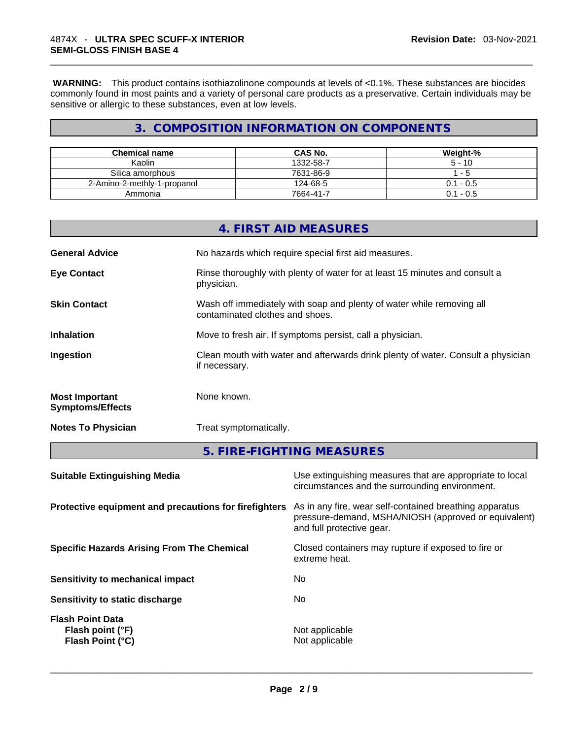**WARNING:** This product contains isothiazolinone compounds at levels of <0.1%. These substances are biocides commonly found in most paints and a variety of personal care products as a preservative. Certain individuals may be sensitive or allergic to these substances, even at low levels.

## 3. COMPOSITION INFORMATION ON COMPONENTS

| Chemical name | CAS No. | Weight-% |
|---|---|---|
| Kaolin | 1332-58-7 | 5 - 10 |
| Silica amorphous | 7631-86-9 | 1 - 5 |
| 2-Amino-2-methly-1-propanol | 124-68-5 | 0.1 - 0.5 |
| Ammonia | 7664-41-7 | 0.1 - 0.5 |

## 4. FIRST AID MEASURES

**General Advice**
No hazards which require special first aid measures.

**Eye Contact**
Rinse thoroughly with plenty of water for at least 15 minutes and consult a physician.

**Skin Contact**
Wash off immediately with soap and plenty of water while removing all contaminated clothes and shoes.

**Inhalation**
Move to fresh air. If symptoms persist, call a physician.

**Ingestion**
Clean mouth with water and afterwards drink plenty of water. Consult a physician if necessary.

**Most Important Symptoms/Effects**
None known.

**Notes To Physician**
Treat symptomatically.

## 5. FIRE-FIGHTING MEASURES

**Suitable Extinguishing Media**
Use extinguishing measures that are appropriate to local circumstances and the surrounding environment.

**Protective equipment and precautions for firefighters**
As in any fire, wear self-contained breathing apparatus pressure-demand, MSHA/NIOSH (approved or equivalent) and full protective gear.

**Specific Hazards Arising From The Chemical**
Closed containers may rupture if exposed to fire or extreme heat.

**Sensitivity to mechanical impact**
No

**Sensitivity to static discharge**
No

**Flash Point Data**
**Flash point (°F)**: Not applicable
**Flash Point (°C)**: Not applicable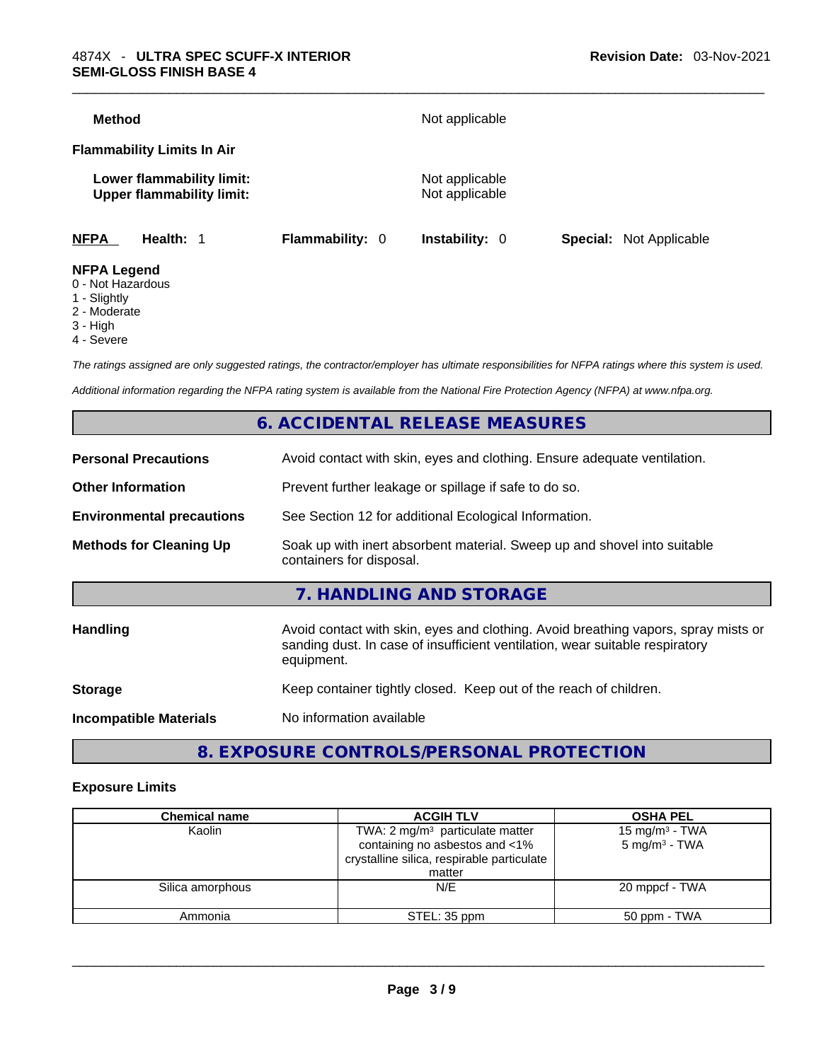**Method** Not applicable

**Flammability Limits In Air**

**Lower flammability limit:** Not applicable
**Upper flammability limit:** Not applicable

**NFPA** **Health:** 1 **Flammability:** 0 **Instability:** 0 **Special:** Not Applicable

**NFPA Legend**
0 - Not Hazardous
1 - Slightly
2 - Moderate
3 - High
4 - Severe

*The ratings assigned are only suggested ratings, the contractor/employer has ultimate responsibilities for NFPA ratings where this system is used.*

*Additional information regarding the NFPA rating system is available from the National Fire Protection Agency (NFPA) at www.nfpa.org.*

## 6. ACCIDENTAL RELEASE MEASURES

**Personal Precautions** Avoid contact with skin, eyes and clothing. Ensure adequate ventilation.

**Other Information** Prevent further leakage or spillage if safe to do so.

**Environmental precautions** See Section 12 for additional Ecological Information.

**Methods for Cleaning Up** Soak up with inert absorbent material. Sweep up and shovel into suitable containers for disposal.

## 7. HANDLING AND STORAGE

**Handling** Avoid contact with skin, eyes and clothing. Avoid breathing vapors, spray mists or sanding dust. In case of insufficient ventilation, wear suitable respiratory equipment.

**Storage** Keep container tightly closed. Keep out of the reach of children.

**Incompatible Materials** No information available

## 8. EXPOSURE CONTROLS/PERSONAL PROTECTION

### Exposure Limits

| Chemical name | ACGIH TLV | OSHA PEL |
|---|---|---|
| Kaolin | TWA: 2 mg/m³ particulate matter containing no asbestos and <1% crystalline silica, respirable particulate matter | 15 mg/m³ - TWA<br>5 mg/m³ - TWA |
| Silica amorphous | N/E | 20 mppcf - TWA |
| Ammonia | STEL: 35 ppm | 50 ppm - TWA |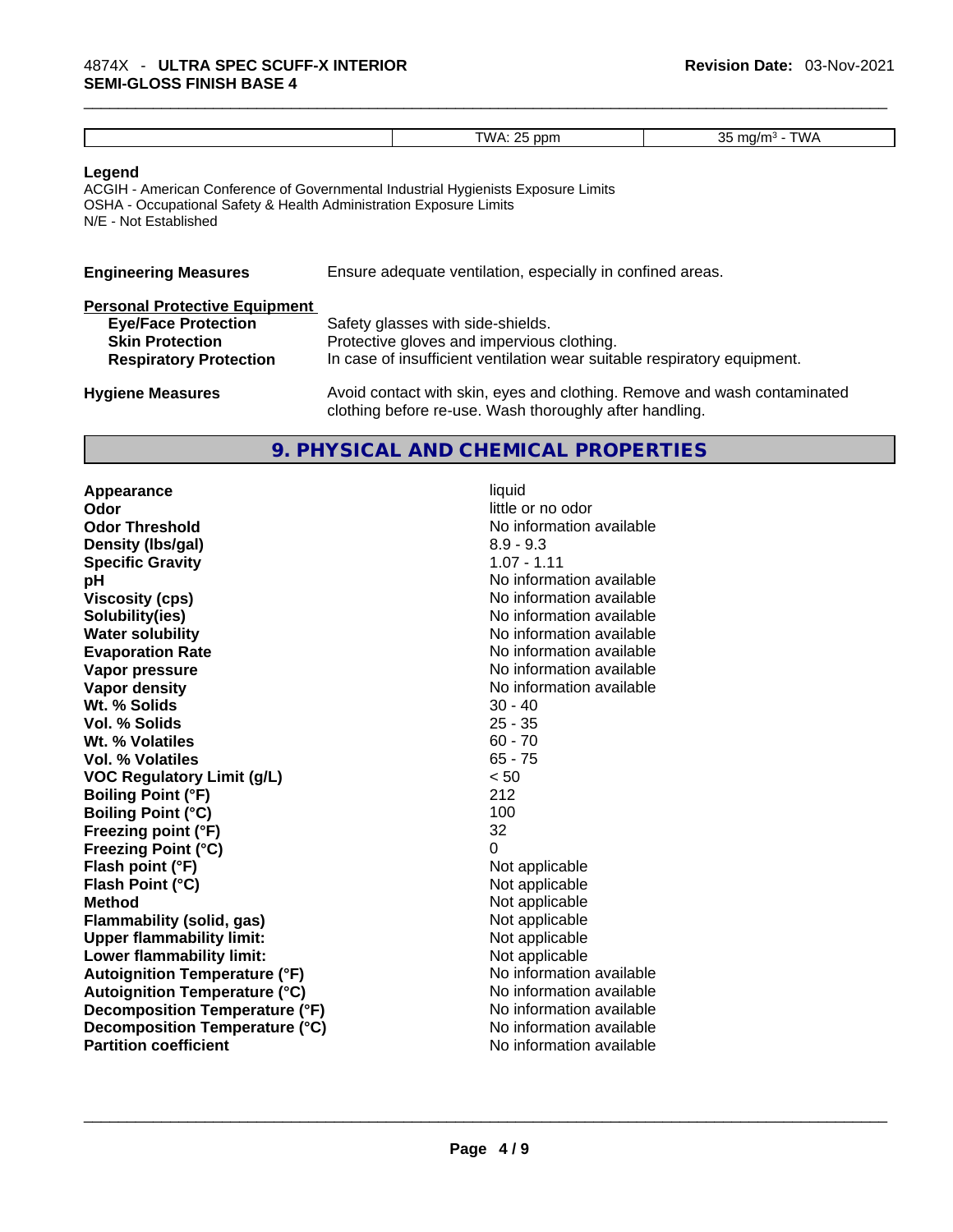| | TWA: 25 ppm | 35 mg/m³ - TWA |
|---|---|---|

**Legend**

ACGIH - American Conference of Governmental Industrial Hygienists Exposure Limits
OSHA - Occupational Safety & Health Administration Exposure Limits
N/E - Not Established

**Engineering Measures** Ensure adequate ventilation, especially in confined areas.

**Personal Protective Equipment**

**Eye/Face Protection** Safety glasses with side-shields.
**Skin Protection** Protective gloves and impervious clothing.
**Respiratory Protection** In case of insufficient ventilation wear suitable respiratory equipment.

**Hygiene Measures** Avoid contact with skin, eyes and clothing. Remove and wash contaminated clothing before re-use. Wash thoroughly after handling.

## 9. PHYSICAL AND CHEMICAL PROPERTIES

| | |
|---|---|
| **Appearance** | liquid |
| **Odor** | little or no odor |
| **Odor Threshold** | No information available |
| **Density (lbs/gal)** | 8.9 - 9.3 |
| **Specific Gravity** | 1.07 - 1.11 |
| **pH** | No information available |
| **Viscosity (cps)** | No information available |
| **Solubility(ies)** | No information available |
| **Water solubility** | No information available |
| **Evaporation Rate** | No information available |
| **Vapor pressure** | No information available |
| **Vapor density** | No information available |
| **Wt. % Solids** | 30 - 40 |
| **Vol. % Solids** | 25 - 35 |
| **Wt. % Volatiles** | 60 - 70 |
| **Vol. % Volatiles** | 65 - 75 |
| **VOC Regulatory Limit (g/L)** | < 50 |
| **Boiling Point (°F)** | 212 |
| **Boiling Point (°C)** | 100 |
| **Freezing point (°F)** | 32 |
| **Freezing Point (°C)** | 0 |
| **Flash point (°F)** | Not applicable |
| **Flash Point (°C)** | Not applicable |
| **Method** | Not applicable |
| **Flammability (solid, gas)** | Not applicable |
| **Upper flammability limit:** | Not applicable |
| **Lower flammability limit:** | Not applicable |
| **Autoignition Temperature (°F)** | No information available |
| **Autoignition Temperature (°C)** | No information available |
| **Decomposition Temperature (°F)** | No information available |
| **Decomposition Temperature (°C)** | No information available |
| **Partition coefficient** | No information available |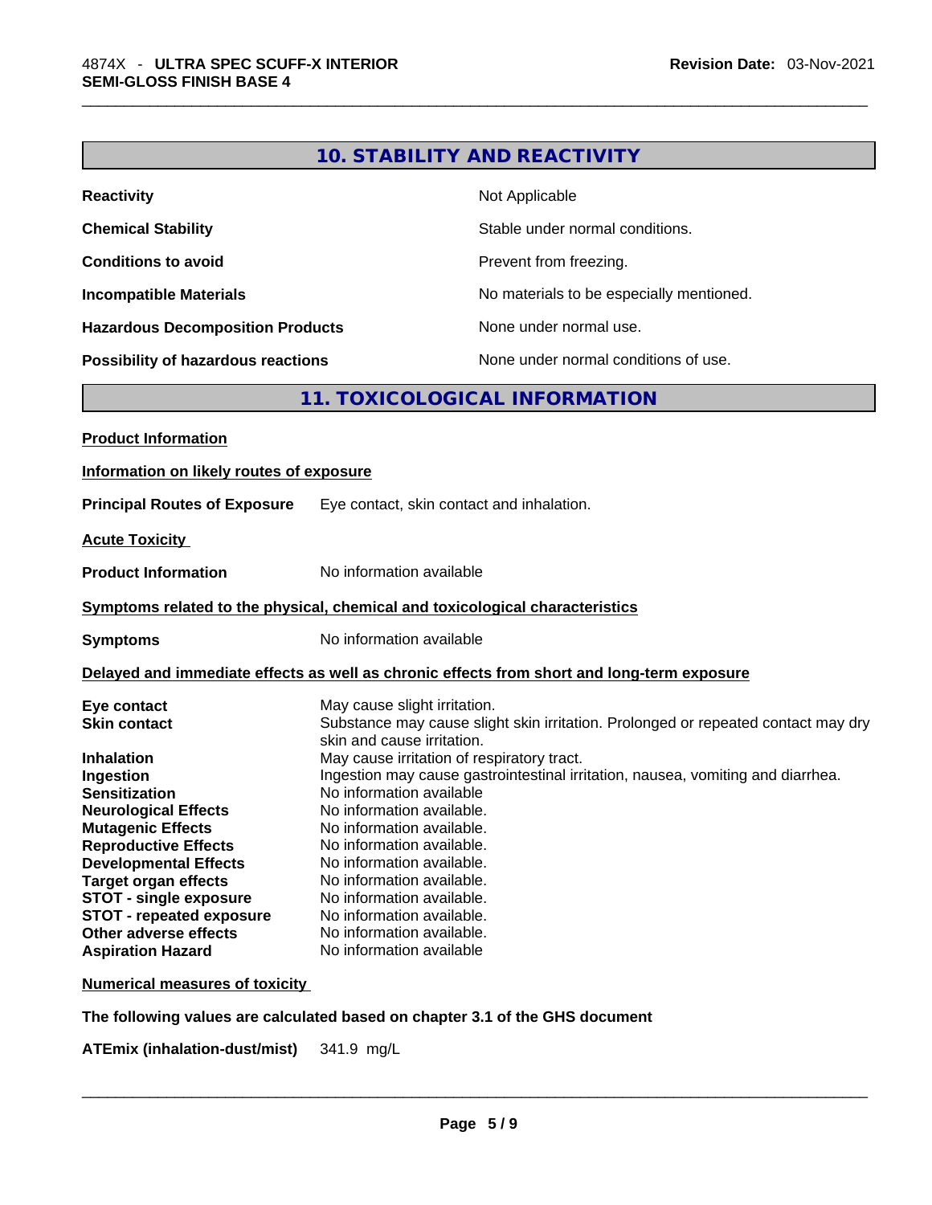## 10. STABILITY AND REACTIVITY

| | |
|---|---|
| **Reactivity** | Not Applicable |
| **Chemical Stability** | Stable under normal conditions. |
| **Conditions to avoid** | Prevent from freezing. |
| **Incompatible Materials** | No materials to be especially mentioned. |
| **Hazardous Decomposition Products** | None under normal use. |
| **Possibility of hazardous reactions** | None under normal conditions of use. |

## 11. TOXICOLOGICAL INFORMATION

**Product Information**

**Information on likely routes of exposure**

**Principal Routes of Exposure** Eye contact, skin contact and inhalation.

**Acute Toxicity**

**Product Information** No information available

**Symptoms related to the physical, chemical and toxicological characteristics**

**Symptoms** No information available

**Delayed and immediate effects as well as chronic effects from short and long-term exposure**

| | |
|---|---|
| **Eye contact** | May cause slight irritation. |
| **Skin contact** | Substance may cause slight skin irritation. Prolonged or repeated contact may dry skin and cause irritation. |
| **Inhalation** | May cause irritation of respiratory tract. |
| **Ingestion** | Ingestion may cause gastrointestinal irritation, nausea, vomiting and diarrhea. |
| **Sensitization** | No information available |
| **Neurological Effects** | No information available. |
| **Mutagenic Effects** | No information available. |
| **Reproductive Effects** | No information available. |
| **Developmental Effects** | No information available. |
| **Target organ effects** | No information available. |
| **STOT - single exposure** | No information available. |
| **STOT - repeated exposure** | No information available. |
| **Other adverse effects** | No information available. |
| **Aspiration Hazard** | No information available |

**Numerical measures of toxicity**

**The following values are calculated based on chapter 3.1 of the GHS document**

**ATEmix (inhalation-dust/mist)** 341.9 mg/L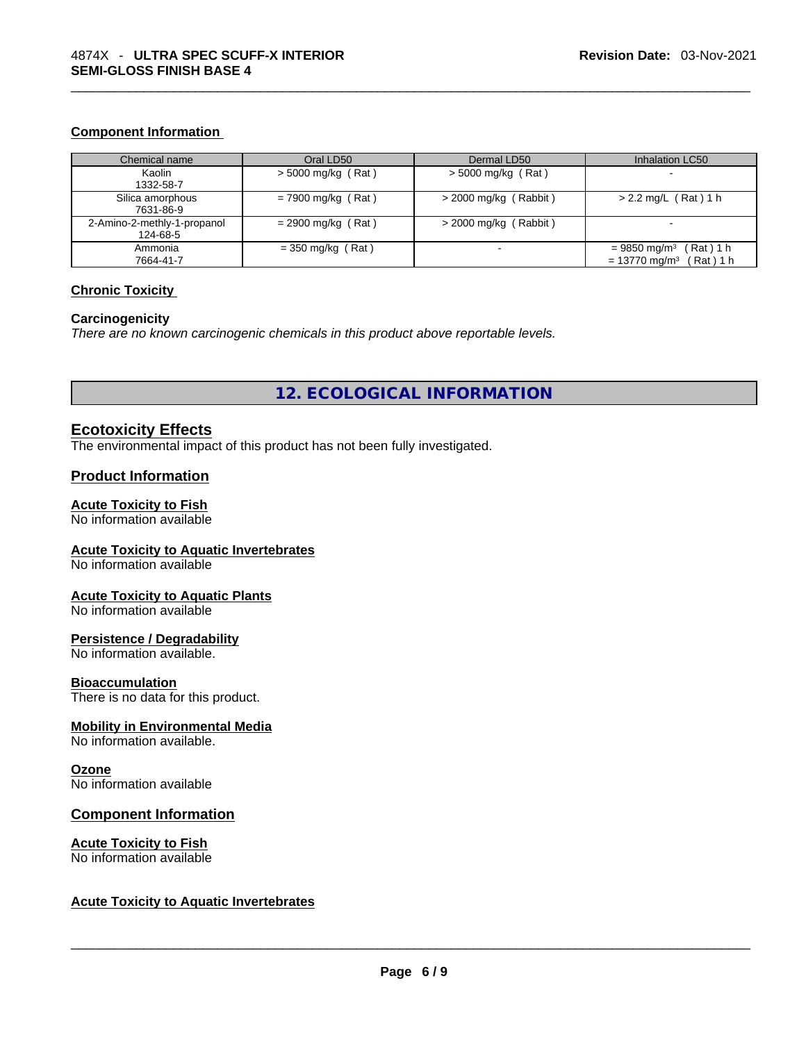### Component Information

| Chemical name | Oral LD50 | Dermal LD50 | Inhalation LC50 |
|---|---|---|---|
| Kaolin<br>1332-58-7 | > 5000 mg/kg ( Rat ) | > 5000 mg/kg ( Rat ) | - |
| Silica amorphous<br>7631-86-9 | = 7900 mg/kg ( Rat ) | > 2000 mg/kg ( Rabbit ) | > 2.2 mg/L ( Rat ) 1 h |
| 2-Amino-2-methly-1-propanol<br>124-68-5 | = 2900 mg/kg ( Rat ) | > 2000 mg/kg ( Rabbit ) | - |
| Ammonia<br>7664-41-7 | = 350 mg/kg ( Rat ) | - | = 9850 mg/m³ ( Rat ) 1 h<br>= 13770 mg/m³ ( Rat ) 1 h |

### Chronic Toxicity

**Carcinogenicity**

*There are no known carcinogenic chemicals in this product above reportable levels.*

# 12. ECOLOGICAL INFORMATION

## Ecotoxicity Effects

The environmental impact of this product has not been fully investigated.

## Product Information

**Acute Toxicity to Fish**
No information available

**Acute Toxicity to Aquatic Invertebrates**
No information available

**Acute Toxicity to Aquatic Plants**
No information available

**Persistence / Degradability**
No information available.

**Bioaccumulation**
There is no data for this product.

**Mobility in Environmental Media**
No information available.

**Ozone**
No information available

## Component Information

**Acute Toxicity to Fish**
No information available

**Acute Toxicity to Aquatic Invertebrates**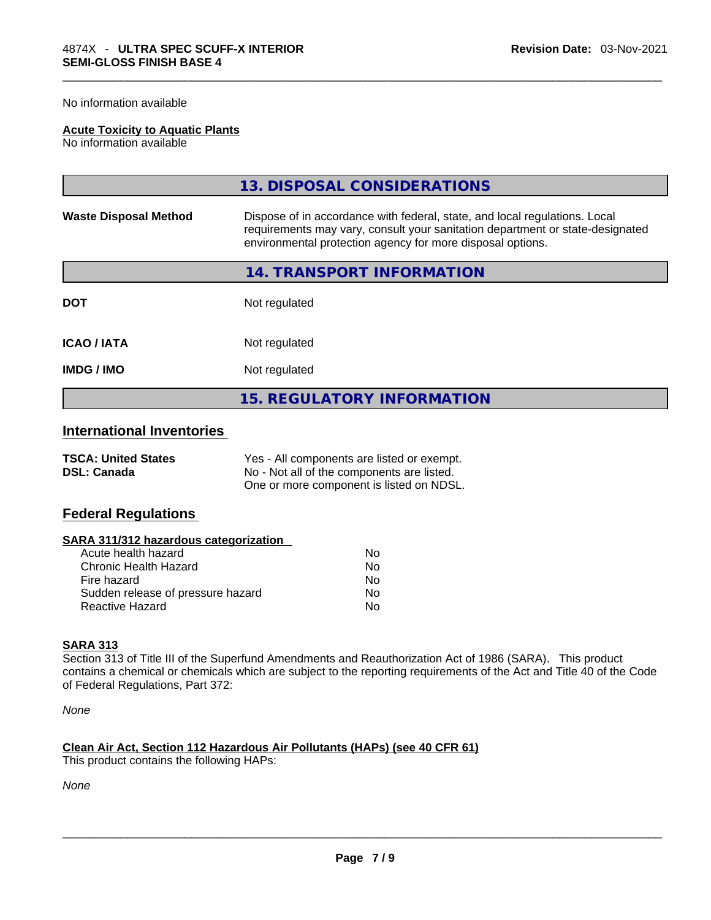No information available

**Acute Toxicity to Aquatic Plants**
No information available

## 13. DISPOSAL CONSIDERATIONS

| | |
|---|---|
| **Waste Disposal Method** | Dispose of in accordance with federal, state, and local regulations. Local requirements may vary, consult your sanitation department or state-designated environmental protection agency for more disposal options. |

## 14. TRANSPORT INFORMATION

| | |
|---|---|
| **DOT** | Not regulated |
| **ICAO / IATA** | Not regulated |
| **IMDG / IMO** | Not regulated |

## 15. REGULATORY INFORMATION

### International Inventories

| | |
|---|---|
| **TSCA: United States** | Yes - All components are listed or exempt. |
| **DSL: Canada** | No - Not all of the components are listed. One or more component is listed on NDSL. |

### Federal Regulations

**SARA 311/312 hazardous categorization**

| | |
|---|---|
| Acute health hazard | No |
| Chronic Health Hazard | No |
| Fire hazard | No |
| Sudden release of pressure hazard | No |
| Reactive Hazard | No |

**SARA 313**
Section 313 of Title III of the Superfund Amendments and Reauthorization Act of 1986 (SARA). This product contains a chemical or chemicals which are subject to the reporting requirements of the Act and Title 40 of the Code of Federal Regulations, Part 372:

*None*

**Clean Air Act, Section 112 Hazardous Air Pollutants (HAPs) (see 40 CFR 61)**
This product contains the following HAPs:

*None*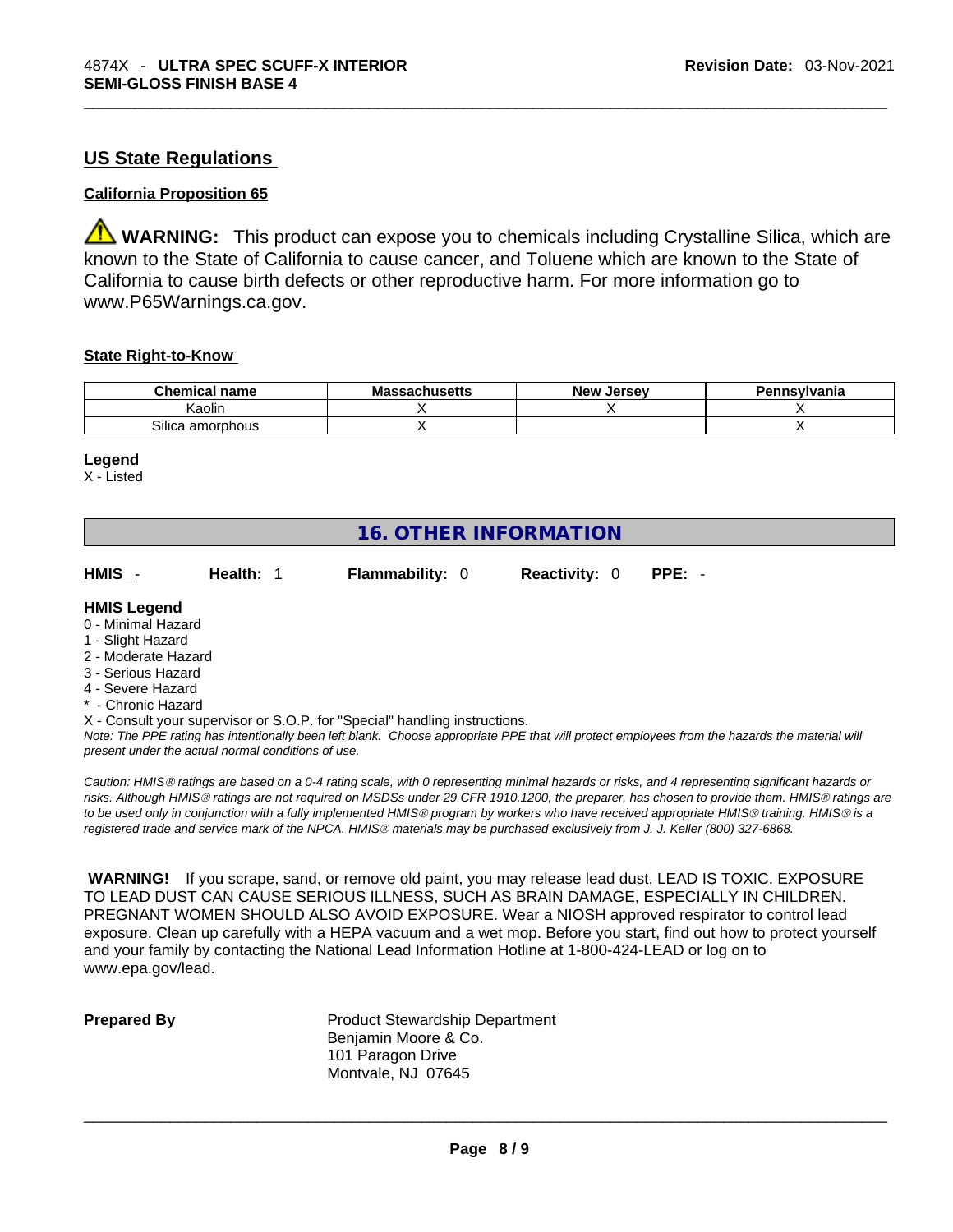## US State Regulations

### California Proposition 65

⚠ **WARNING:** This product can expose you to chemicals including Crystalline Silica, which are known to the State of California to cause cancer, and Toluene which are known to the State of California to cause birth defects or other reproductive harm. For more information go to www.P65Warnings.ca.gov.

### State Right-to-Know

| Chemical name | Massachusetts | New Jersey | Pennsylvania |
| --- | --- | --- | --- |
| Kaolin | X | X | X |
| Silica amorphous | X | | X |

**Legend**
X - Listed

## 16. OTHER INFORMATION

**HMIS** - **Health:** 1 **Flammability:** 0 **Reactivity:** 0 **PPE:** -

**HMIS Legend**
0 - Minimal Hazard
1 - Slight Hazard
2 - Moderate Hazard
3 - Serious Hazard
4 - Severe Hazard
* - Chronic Hazard
X - Consult your supervisor or S.O.P. for "Special" handling instructions.

*Note: The PPE rating has intentionally been left blank. Choose appropriate PPE that will protect employees from the hazards the material will present under the actual normal conditions of use.*

*Caution: HMIS® ratings are based on a 0-4 rating scale, with 0 representing minimal hazards or risks, and 4 representing significant hazards or risks. Although HMIS® ratings are not required on MSDSs under 29 CFR 1910.1200, the preparer, has chosen to provide them. HMIS® ratings are to be used only in conjunction with a fully implemented HMIS® program by workers who have received appropriate HMIS® training. HMIS® is a registered trade and service mark of the NPCA. HMIS® materials may be purchased exclusively from J. J. Keller (800) 327-6868.*

**WARNING!** If you scrape, sand, or remove old paint, you may release lead dust. LEAD IS TOXIC. EXPOSURE TO LEAD DUST CAN CAUSE SERIOUS ILLNESS, SUCH AS BRAIN DAMAGE, ESPECIALLY IN CHILDREN. PREGNANT WOMEN SHOULD ALSO AVOID EXPOSURE. Wear a NIOSH approved respirator to control lead exposure. Clean up carefully with a HEPA vacuum and a wet mop. Before you start, find out how to protect yourself and your family by contacting the National Lead Information Hotline at 1-800-424-LEAD or log on to www.epa.gov/lead.

**Prepared By**

Product Stewardship Department
Benjamin Moore & Co.
101 Paragon Drive
Montvale, NJ 07645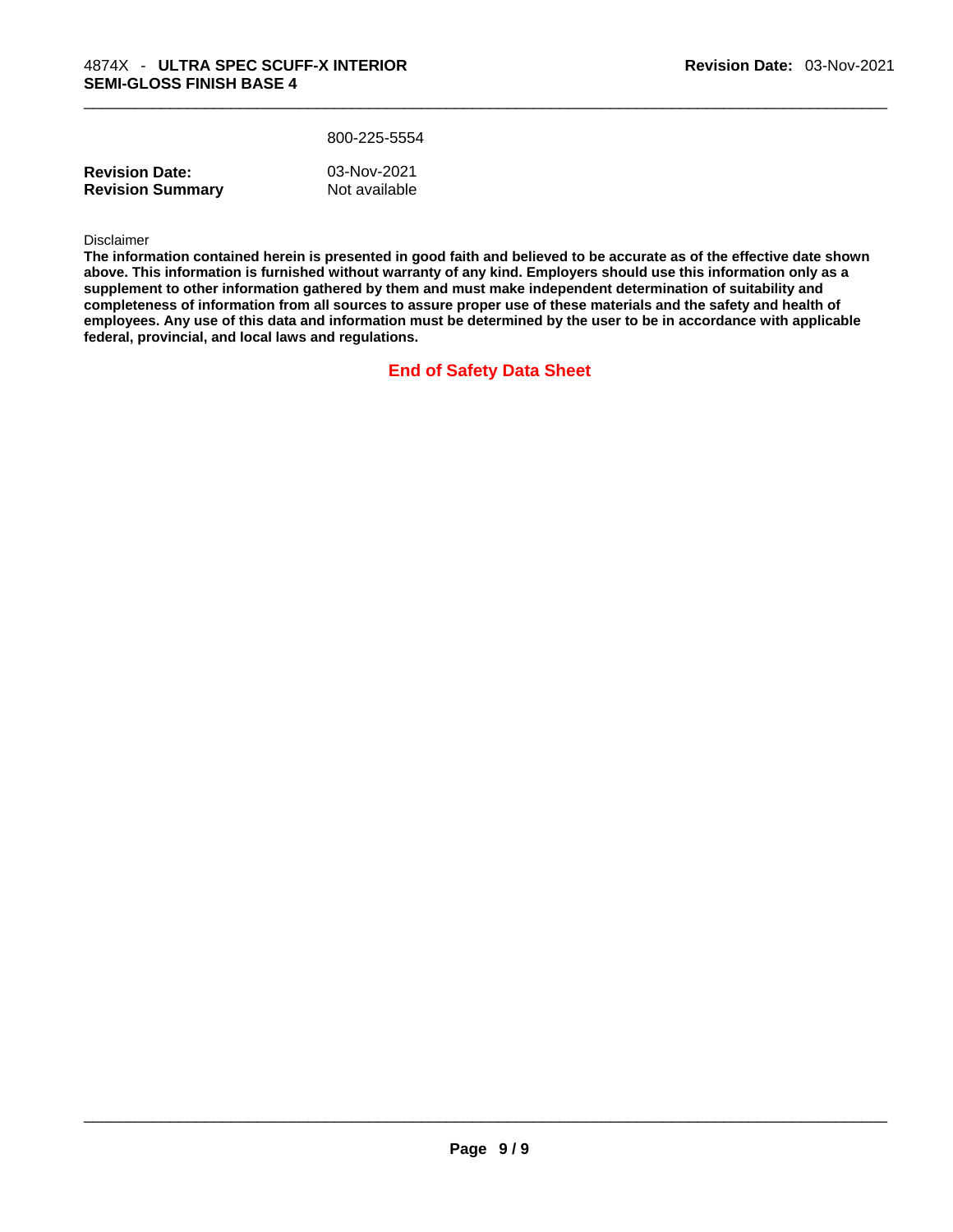800-225-5554

| | |
|---|---|
| **Revision Date:** | 03-Nov-2021 |
| **Revision Summary** | Not available |

Disclaimer

**The information contained herein is presented in good faith and believed to be accurate as of the effective date shown above. This information is furnished without warranty of any kind. Employers should use this information only as a supplement to other information gathered by them and must make independent determination of suitability and completeness of information from all sources to assure proper use of these materials and the safety and health of employees. Any use of this data and information must be determined by the user to be in accordance with applicable federal, provincial, and local laws and regulations.**

**End of Safety Data Sheet**